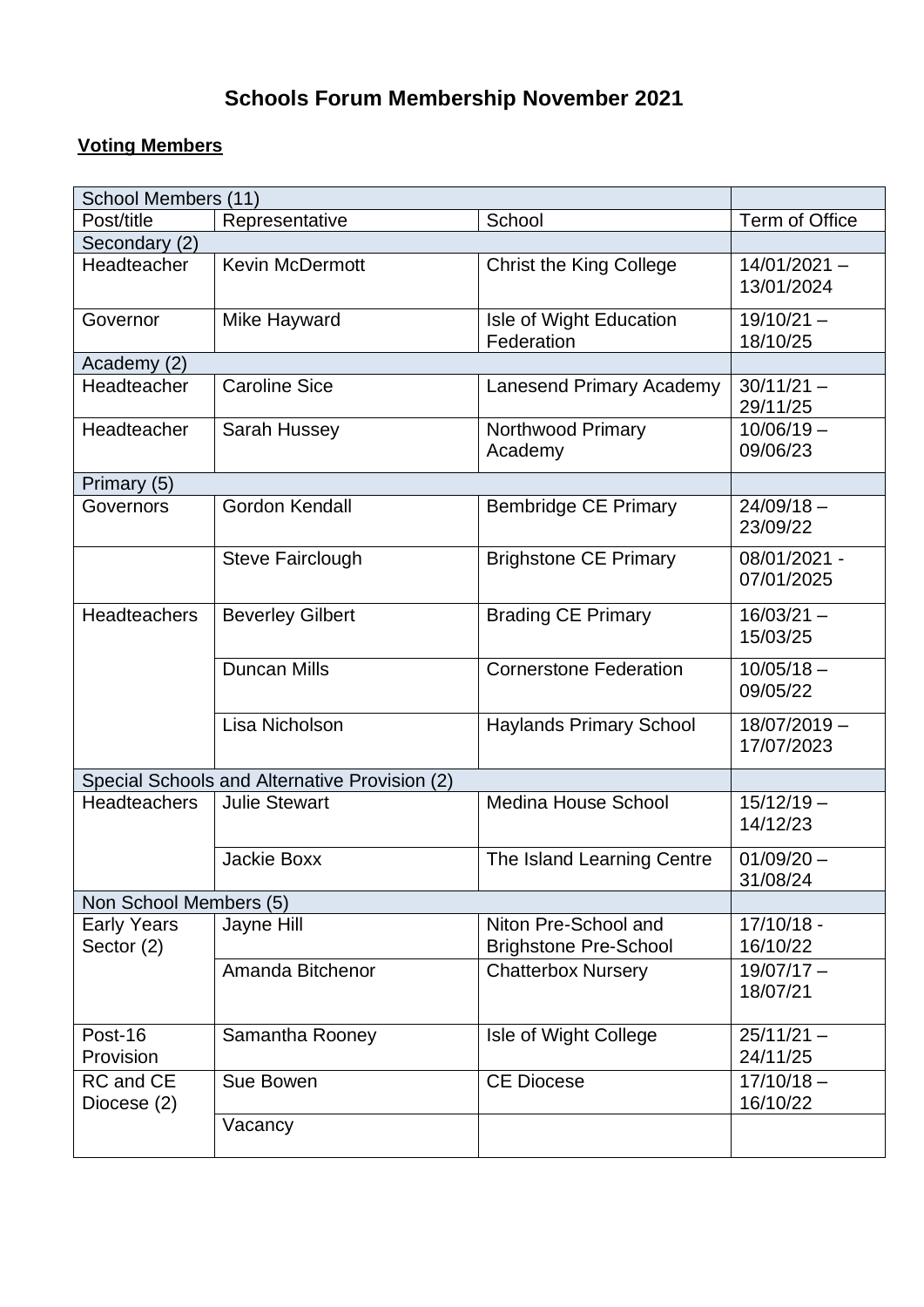# Schools Forum Membership November 2021

**Voting Members**

| School Members (11) | | | |
|---|---|---|---|
| Post/title | Representative | School | Term of Office |
| Secondary (2) | | | |
| Headteacher | Kevin McDermott | Christ the King College | 14/01/2021 – 13/01/2024 |
| Governor | Mike Hayward | Isle of Wight Education Federation | 19/10/21 – 18/10/25 |
| Academy (2) | | | |
| Headteacher | Caroline Sice | Lanesend Primary Academy | 30/11/21 – 29/11/25 |
| Headteacher | Sarah Hussey | Northwood Primary Academy | 10/06/19 – 09/06/23 |
| Primary (5) | | | |
| Governors | Gordon Kendall | Bembridge CE Primary | 24/09/18 – 23/09/22 |
| | Steve Fairclough | Brighstone CE Primary | 08/01/2021 - 07/01/2025 |
| Headteachers | Beverley Gilbert | Brading CE Primary | 16/03/21 – 15/03/25 |
| | Duncan Mills | Cornerstone Federation | 10/05/18 – 09/05/22 |
| | Lisa Nicholson | Haylands Primary School | 18/07/2019 – 17/07/2023 |
| Special Schools and Alternative Provision (2) | | | |
| Headteachers | Julie Stewart | Medina House School | 15/12/19 – 14/12/23 |
| | Jackie Boxx | The Island Learning Centre | 01/09/20 – 31/08/24 |
| Non School Members (5) | | | |
| Early Years Sector (2) | Jayne Hill | Niton Pre-School and Brighstone Pre-School | 17/10/18 - 16/10/22 |
| | Amanda Bitchenor | Chatterbox Nursery | 19/07/17 – 18/07/21 |
| Post-16 Provision | Samantha Rooney | Isle of Wight College | 25/11/21 – 24/11/25 |
| RC and CE Diocese (2) | Sue Bowen | CE Diocese | 17/10/18 – 16/10/22 |
| | Vacancy | | |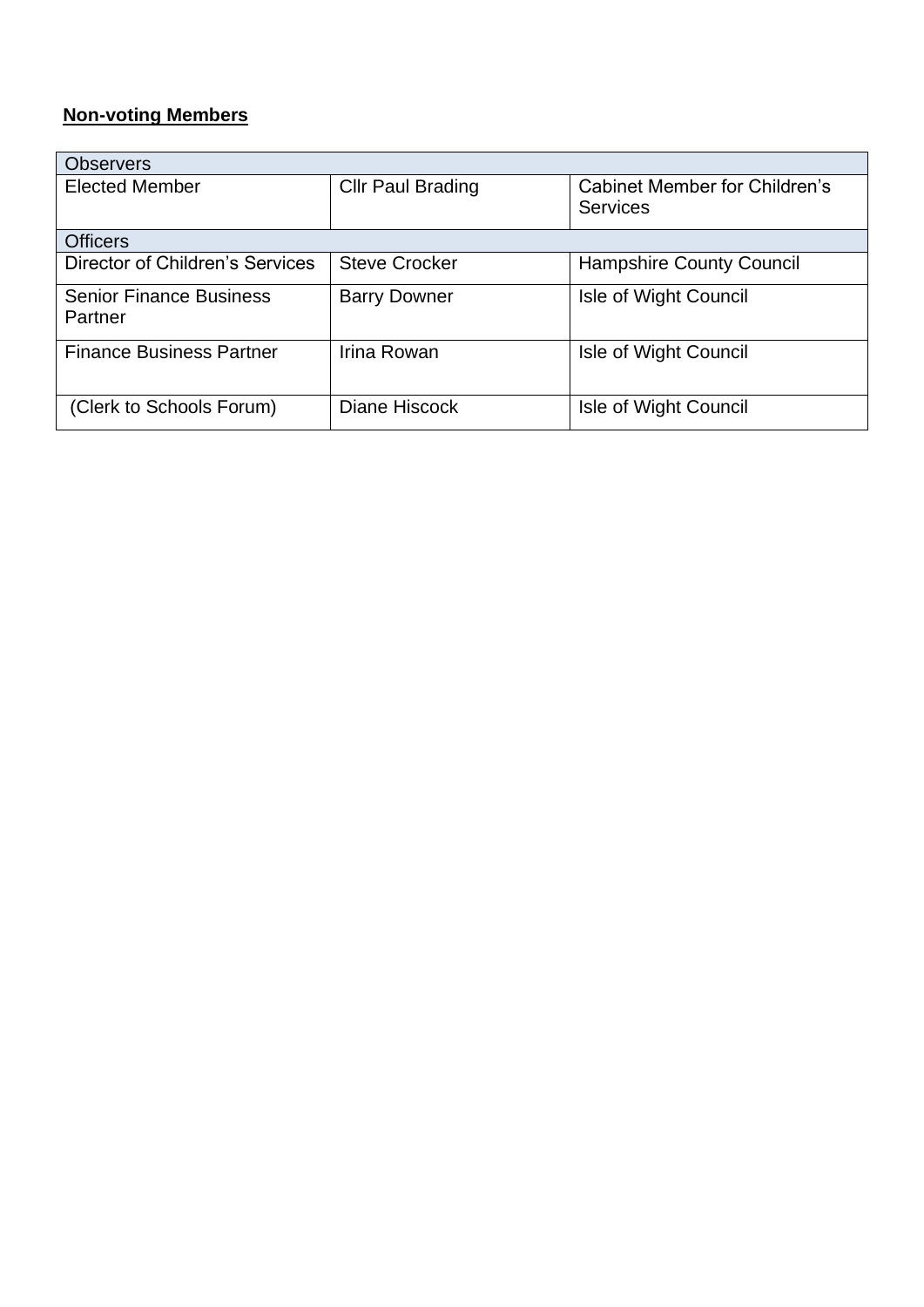**Non-voting Members**

| | | |
|---|---|---|
| Observers | | |
| Elected Member | Cllr Paul Brading | Cabinet Member for Children's Services |
| Officers | | |
| Director of Children's Services | Steve Crocker | Hampshire County Council |
| Senior Finance Business Partner | Barry Downer | Isle of Wight Council |
| Finance Business Partner | Irina Rowan | Isle of Wight Council |
| (Clerk to Schools Forum) | Diane Hiscock | Isle of Wight Council |